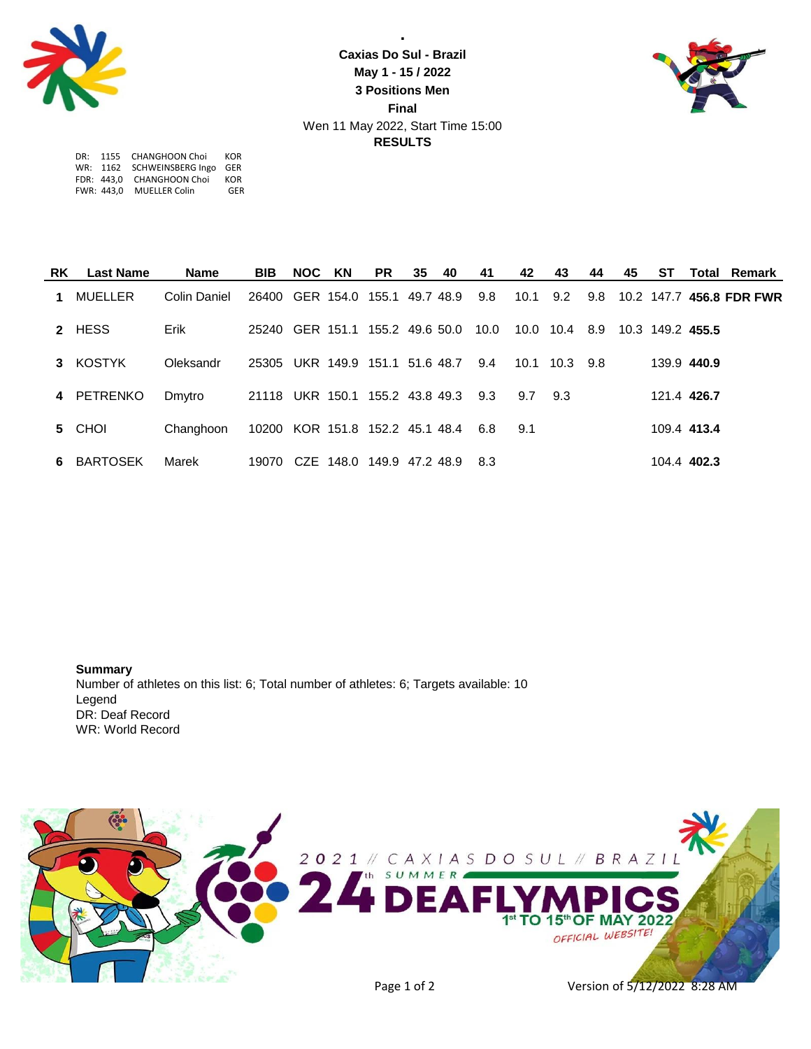# Caxias Do Sul - Brazil

**May 1 - 15 / 2022**

**3 Positions Men**

**Final**

Wen 11 May 2022, Start Time 15:00

**RESULTS**

DR: 1155 CHANGHOON Choi KOR
WR: 1162 SCHWEINSBERG Ingo GER
FDR: 443,0 CHANGHOON Choi KOR
FWR: 443,0 MUELLER Colin GER

| RK | Last Name | Name | BIB | NOC | KN | PR | 35 | 40 | 41 | 42 | 43 | 44 | 45 | ST | Total | Remark |
|---|---|---|---|---|---|---|---|---|---|---|---|---|---|---|---|---|
| 1 | MUELLER | Colin Daniel | 26400 | GER | 154.0 | 155.1 | 49.7 | 48.9 | 9.8 | 10.1 | 9.2 | 9.8 | 10.2 | 147.7 | **456.8** | **FDR FWR** |
| 2 | HESS | Erik | 25240 | GER | 151.1 | 155.2 | 49.6 | 50.0 | 10.0 | 10.0 | 10.4 | 8.9 | 10.3 | 149.2 | **455.5** | |
| 3 | KOSTYK | Oleksandr | 25305 | UKR | 149.9 | 151.1 | 51.6 | 48.7 | 9.4 | 10.1 | 10.3 | 9.8 | | 139.9 | **440.9** | |
| 4 | PETRENKO | Dmytro | 21118 | UKR | 150.1 | 155.2 | 43.8 | 49.3 | 9.3 | 9.7 | 9.3 | | | 121.4 | **426.7** | |
| 5 | CHOI | Changhoon | 10200 | KOR | 151.8 | 152.2 | 45.1 | 48.4 | 6.8 | 9.1 | | | | 109.4 | **413.4** | |
| 6 | BARTOSEK | Marek | 19070 | CZE | 148.0 | 149.9 | 47.2 | 48.9 | 8.3 | | | | | 104.4 | **402.3** | |

**Summary**

Number of athletes on this list: 6; Total number of athletes: 6; Targets available: 10

Legend

DR: Deaf Record

WR: World Record

2021 // CAXIAS DO SUL // BRAZIL

24th SUMMER DEAFLYMPICS

1st TO 15th OF MAY 2022

OFFICIAL WEBSITE!

Version of 5/12/2022 8:28 AM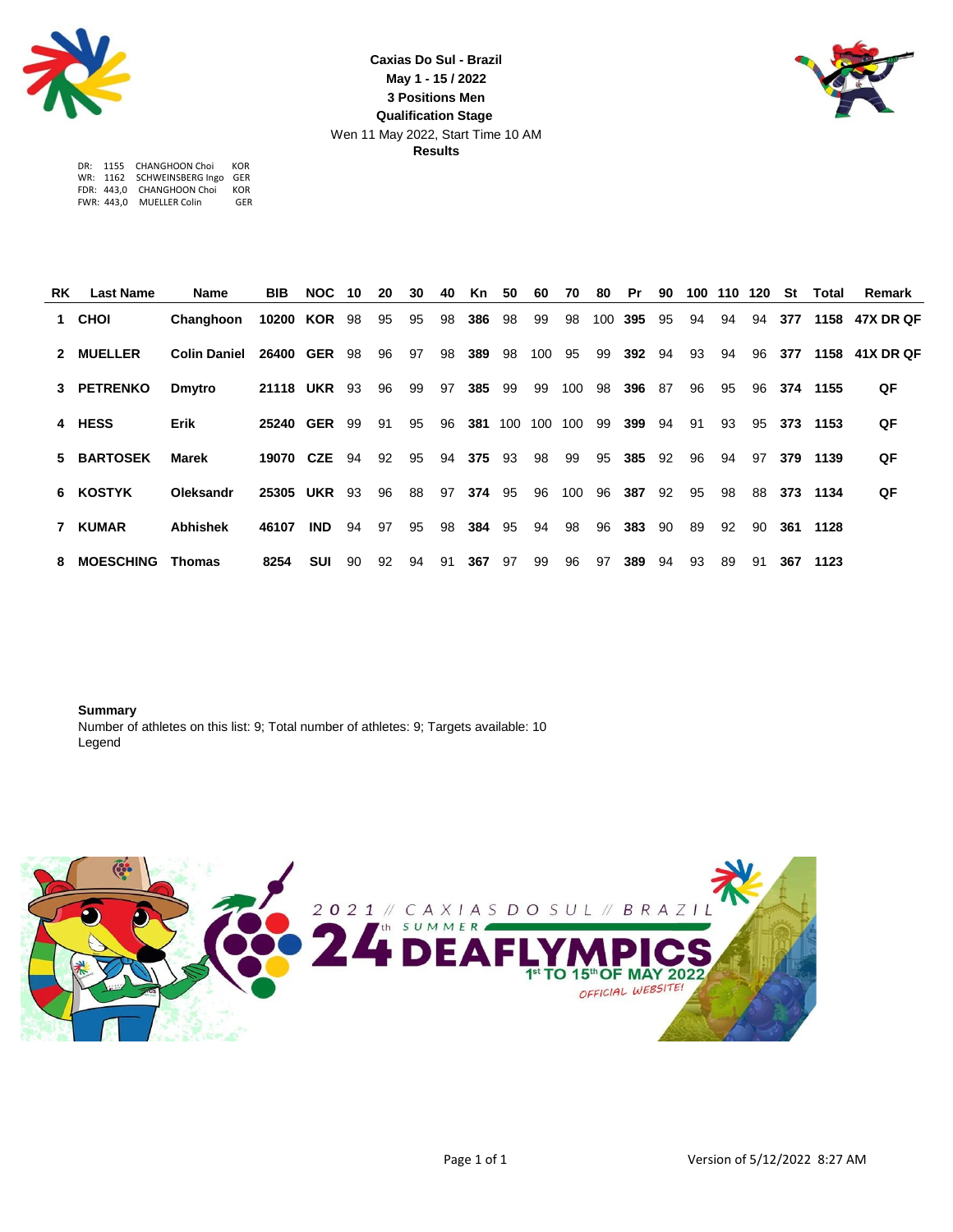**Caxias Do Sul - Brazil**
**May 1 - 15 / 2022**
**3 Positions Men**
**Qualification Stage**
Wen 11 May 2022, Start Time 10 AM
**Results**

DR: 1155 CHANGHOON Choi KOR
WR: 1162 SCHWEINSBERG Ingo GER
FDR: 443,0 CHANGHOON Choi KOR
FWR: 443,0 MUELLER Colin GER

| RK | Last Name | Name | BIB | NOC | 10 | 20 | 30 | 40 | Kn | 50 | 60 | 70 | 80 | Pr | 90 | 100 | 110 | 120 | St | Total | Remark |
|---|---|---|---|---|---|---|---|---|---|---|---|---|---|---|---|---|---|---|---|---|---|
| 1 | **CHOI** | **Changhoon** | **10200** | **KOR** | 98 | 95 | 95 | 98 | **386** | 98 | 99 | 98 | 100 | **395** | 95 | 94 | 94 | 94 | **377** | **1158** | **47X DR QF** |
| 2 | **MUELLER** | **Colin Daniel** | **26400** | **GER** | 98 | 96 | 97 | 98 | **389** | 98 | 100 | 95 | 99 | **392** | 94 | 93 | 94 | 96 | **377** | **1158** | **41X DR QF** |
| 3 | **PETRENKO** | **Dmytro** | **21118** | **UKR** | 93 | 96 | 99 | 97 | **385** | 99 | 99 | 100 | 98 | **396** | 87 | 96 | 95 | 96 | **374** | **1155** | **QF** |
| 4 | **HESS** | **Erik** | **25240** | **GER** | 99 | 91 | 95 | 96 | **381** | 100 | 100 | 100 | 99 | **399** | 94 | 91 | 93 | 95 | **373** | **1153** | **QF** |
| 5 | **BARTOSEK** | **Marek** | **19070** | **CZE** | 94 | 92 | 95 | 94 | **375** | 93 | 98 | 99 | 95 | **385** | 92 | 96 | 94 | 97 | **379** | **1139** | **QF** |
| 6 | **KOSTYK** | **Oleksandr** | **25305** | **UKR** | 93 | 96 | 88 | 97 | **374** | 95 | 96 | 100 | 96 | **387** | 92 | 95 | 98 | 88 | **373** | **1134** | **QF** |
| 7 | **KUMAR** | **Abhishek** | **46107** | **IND** | 94 | 97 | 95 | 98 | **384** | 95 | 94 | 98 | 96 | **383** | 90 | 89 | 92 | 90 | **361** | **1128** | |
| 8 | **MOESCHING** | **Thomas** | **8254** | **SUI** | 90 | 92 | 94 | 91 | **367** | 97 | 99 | 96 | 97 | **389** | 94 | 93 | 89 | 91 | **367** | **1123** | |

**Summary**
Number of athletes on this list: 9; Total number of athletes: 9; Targets available: 10
Legend

2021 // CAXIAS DO SUL // BRAZIL
24th SUMMER DEAFLYMPICS
1st TO 15th OF MAY 2022
OFFICIAL WEBSITE!

Version of 5/12/2022 8:27 AM